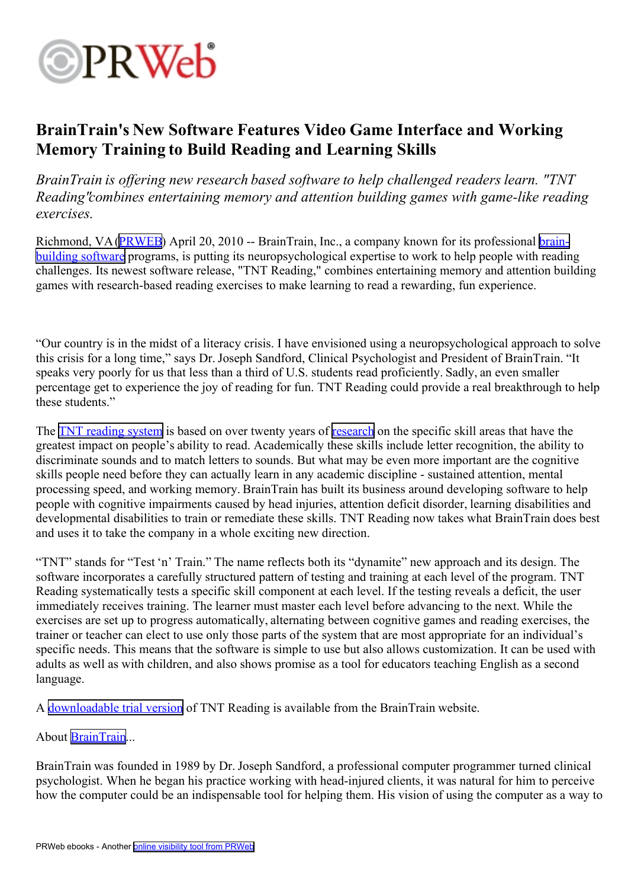# BrainTrain's New Software Features Video Game Interface and Working Memory Training to Build Reading and Learning Skills

*BrainTrain is offering new research based software to help challenged readers learn. "TNT Reading"combines entertaining memory and attention building games with game-like reading exercises.*

Richmond, VA (PRWEB) April 20, 2010 -- BrainTrain, Inc., a company known for its professional brain-building software programs, is putting its neuropsychological expertise to work to help people with reading challenges. Its newest software release, "TNT Reading," combines entertaining memory and attention building games with research-based reading exercises to make learning to read a rewarding, fun experience.

“Our country is in the midst of a literacy crisis. I have envisioned using a neuropsychological approach to solve this crisis for a long time,” says Dr. Joseph Sandford, Clinical Psychologist and President of BrainTrain. “It speaks very poorly for us that less than a third of U.S. students read proficiently. Sadly, an even smaller percentage get to experience the joy of reading for fun. TNT Reading could provide a real breakthrough to help these students.”

The TNT reading system is based on over twenty years of research on the specific skill areas that have the greatest impact on people’s ability to read. Academically these skills include letter recognition, the ability to discriminate sounds and to match letters to sounds. But what may be even more important are the cognitive skills people need before they can actually learn in any academic discipline - sustained attention, mental processing speed, and working memory. BrainTrain has built its business around developing software to help people with cognitive impairments caused by head injuries, attention deficit disorder, learning disabilities and developmental disabilities to train or remediate these skills. TNT Reading now takes what BrainTrain does best and uses it to take the company in a whole exciting new direction.

“TNT” stands for “Test ‘n’ Train.” The name reflects both its “dynamite” new approach and its design. The software incorporates a carefully structured pattern of testing and training at each level of the program. TNT Reading systematically tests a specific skill component at each level. If the testing reveals a deficit, the user immediately receives training. The learner must master each level before advancing to the next. While the exercises are set up to progress automatically, alternating between cognitive games and reading exercises, the trainer or teacher can elect to use only those parts of the system that are most appropriate for an individual’s specific needs. This means that the software is simple to use but also allows customization. It can be used with adults as well as with children, and also shows promise as a tool for educators teaching English as a second language.

A downloadable trial version of TNT Reading is available from the BrainTrain website.

About BrainTrain...

BrainTrain was founded in 1989 by Dr. Joseph Sandford, a professional computer programmer turned clinical psychologist. When he began his practice working with head-injured clients, it was natural for him to perceive how the computer could be an indispensable tool for helping them. His vision of using the computer as a way to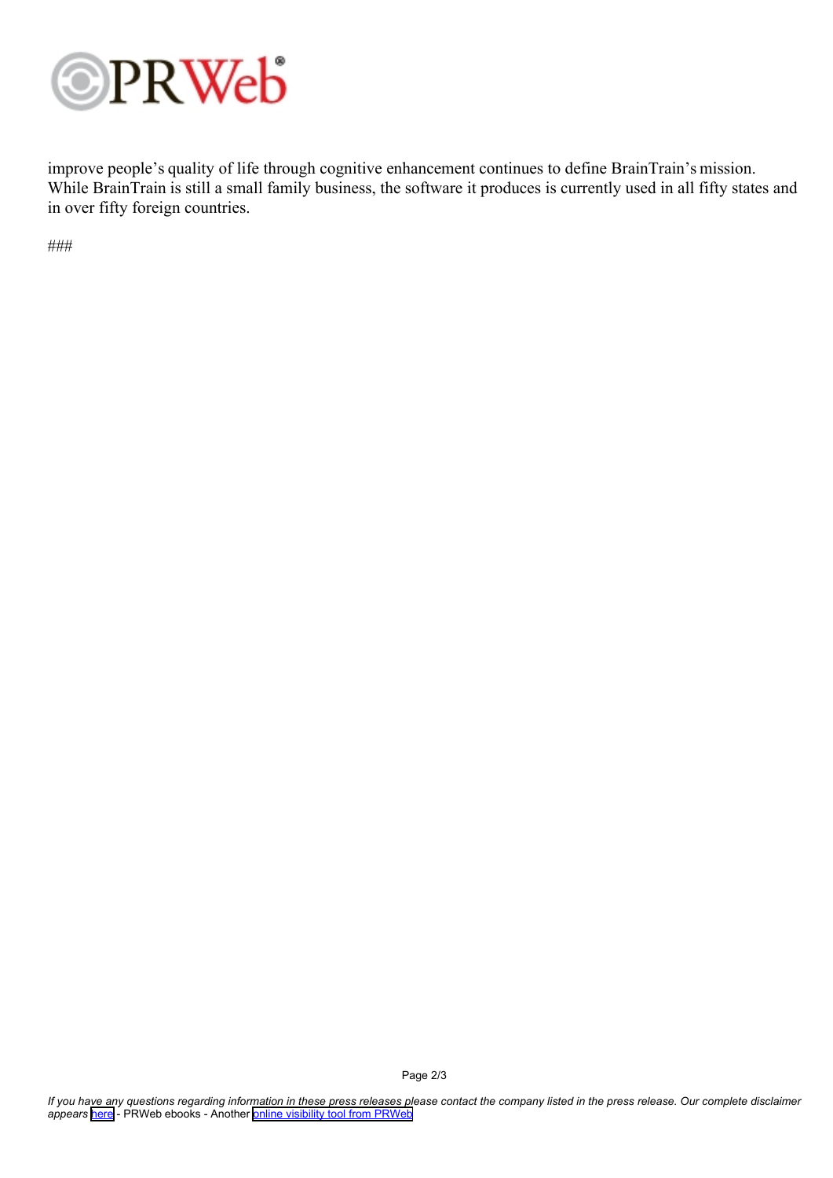improve people's quality of life through cognitive enhancement continues to define BrainTrain's mission. While BrainTrain is still a small family business, the software it produces is currently used in all fifty states and in over fifty foreign countries.

###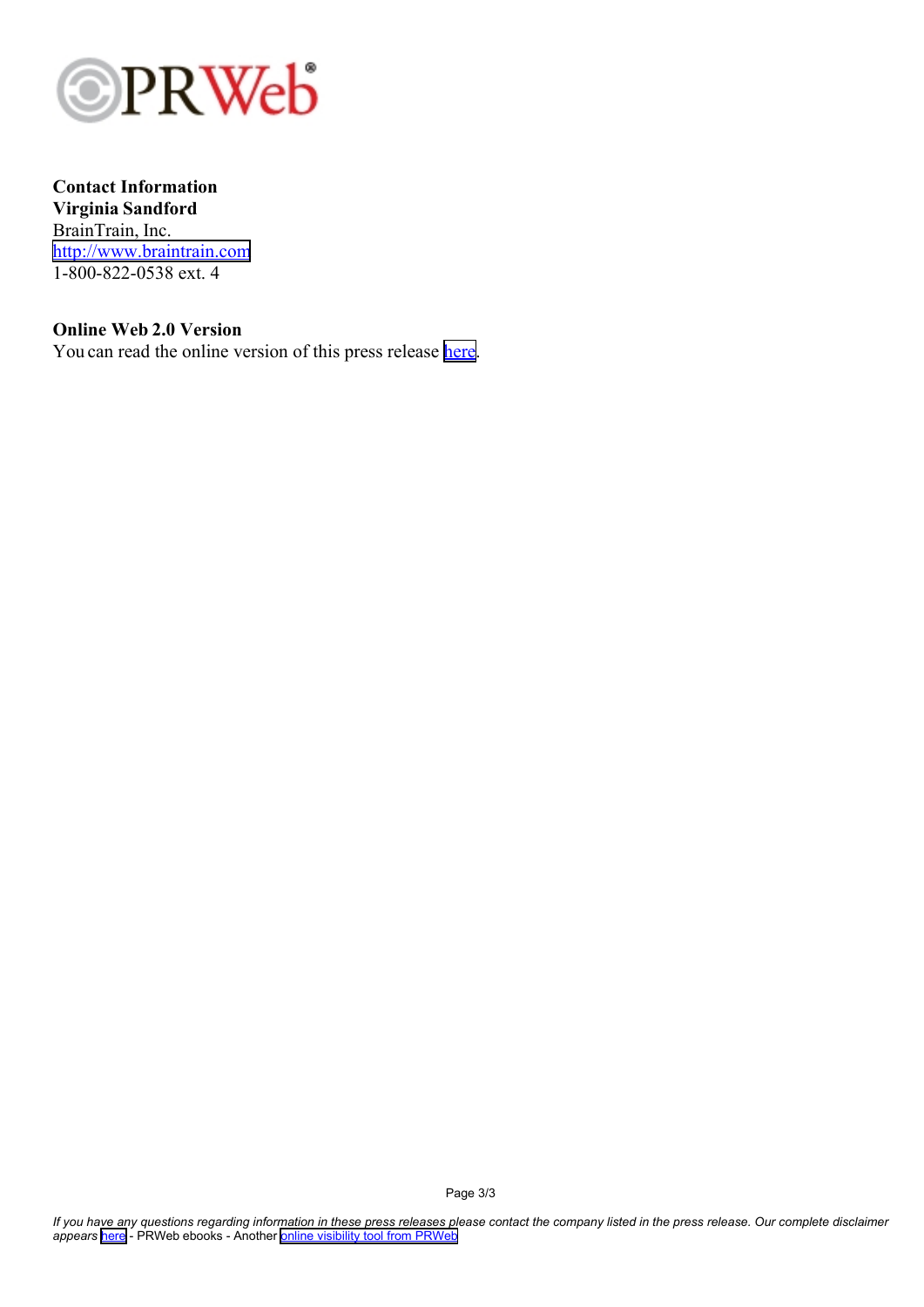**Contact Information**
**Virginia Sandford**
BrainTrain, Inc.
http://www.braintrain.com
1-800-822-0538 ext. 4

**Online Web 2.0 Version**
You can read the online version of this press release here.

*If you have any questions regarding information in these press releases please contact the company listed in the press release. Our complete disclaimer appears here - PRWeb ebooks - Another online visibility tool from PRWeb*